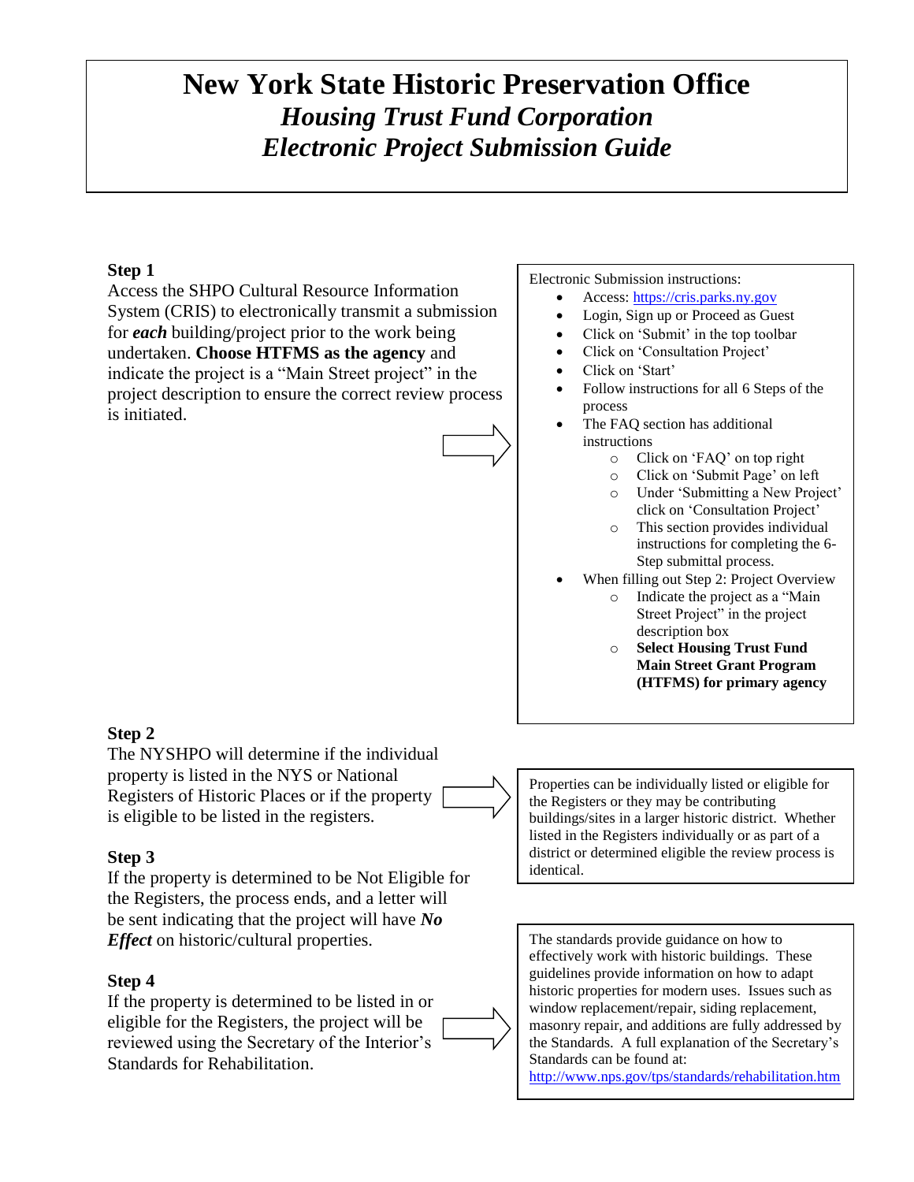# New York State Historic Preservation Office

## *Housing Trust Fund Corporation*

## *Electronic Project Submission Guide*

### Step 1

Access the SHPO Cultural Resource Information System (CRIS) to electronically transmit a submission for ***each*** building/project prior to the work being undertaken. **Choose HTFMS as the agency** and indicate the project is a "Main Street project" in the project description to ensure the correct review process is initiated.

Electronic Submission instructions:

- Access: https://cris.parks.ny.gov
- Login, Sign up or Proceed as Guest
- Click on 'Submit' in the top toolbar
- Click on 'Consultation Project'
- Click on 'Start'
- Follow instructions for all 6 Steps of the process
- The FAQ section has additional instructions
  - Click on 'FAQ' on top right
  - Click on 'Submit Page' on left
  - Under 'Submitting a New Project' click on 'Consultation Project'
  - This section provides individual instructions for completing the 6-Step submittal process.
- When filling out Step 2: Project Overview
  - Indicate the project as a "Main Street Project" in the project description box
  - **Select Housing Trust Fund Main Street Grant Program (HTFMS) for primary agency**

### Step 2

The NYSHPO will determine if the individual property is listed in the NYS or National Registers of Historic Places or if the property is eligible to be listed in the registers.

Properties can be individually listed or eligible for the Registers or they may be contributing buildings/sites in a larger historic district. Whether listed in the Registers individually or as part of a district or determined eligible the review process is identical.

### Step 3

If the property is determined to be Not Eligible for the Registers, the process ends, and a letter will be sent indicating that the project will have ***No Effect*** on historic/cultural properties.

### Step 4

If the property is determined to be listed in or eligible for the Registers, the project will be reviewed using the Secretary of the Interior's Standards for Rehabilitation.

The standards provide guidance on how to effectively work with historic buildings. These guidelines provide information on how to adapt historic properties for modern uses. Issues such as window replacement/repair, siding replacement, masonry repair, and additions are fully addressed by the Standards. A full explanation of the Secretary's Standards can be found at: http://www.nps.gov/tps/standards/rehabilitation.htm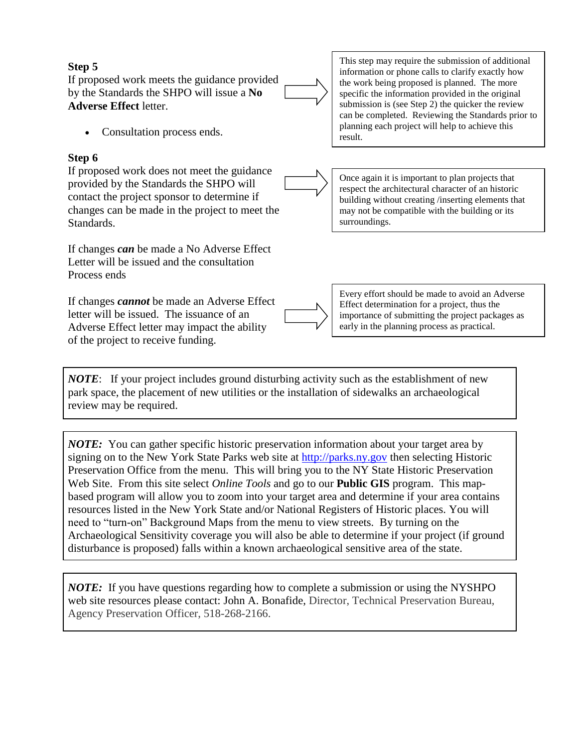**Step 5**

If proposed work meets the guidance provided by the Standards the SHPO will issue a **No Adverse Effect** letter.

- Consultation process ends.

This step may require the submission of additional information or phone calls to clarify exactly how the work being proposed is planned. The more specific the information provided in the original submission is (see Step 2) the quicker the review can be completed. Reviewing the Standards prior to planning each project will help to achieve this result.

**Step 6**

If proposed work does not meet the guidance provided by the Standards the SHPO will contact the project sponsor to determine if changes can be made in the project to meet the Standards.

Once again it is important to plan projects that respect the architectural character of an historic building without creating /inserting elements that may not be compatible with the building or its surroundings.

If changes ***can*** be made a No Adverse Effect Letter will be issued and the consultation Process ends

If changes ***cannot*** be made an Adverse Effect letter will be issued. The issuance of an Adverse Effect letter may impact the ability of the project to receive funding.

Every effort should be made to avoid an Adverse Effect determination for a project, thus the importance of submitting the project packages as early in the planning process as practical.

***NOTE***: If your project includes ground disturbing activity such as the establishment of new park space, the placement of new utilities or the installation of sidewalks an archaeological review may be required.

***NOTE:*** You can gather specific historic preservation information about your target area by signing on to the New York State Parks web site at http://parks.ny.gov then selecting Historic Preservation Office from the menu. This will bring you to the NY State Historic Preservation Web Site. From this site select *Online Tools* and go to our **Public GIS** program. This map-based program will allow you to zoom into your target area and determine if your area contains resources listed in the New York State and/or National Registers of Historic places. You will need to "turn-on" Background Maps from the menu to view streets. By turning on the Archaeological Sensitivity coverage you will also be able to determine if your project (if ground disturbance is proposed) falls within a known archaeological sensitive area of the state.

***NOTE:*** If you have questions regarding how to complete a submission or using the NYSHPO web site resources please contact: John A. Bonafide, Director, Technical Preservation Bureau, Agency Preservation Officer, 518-268-2166.